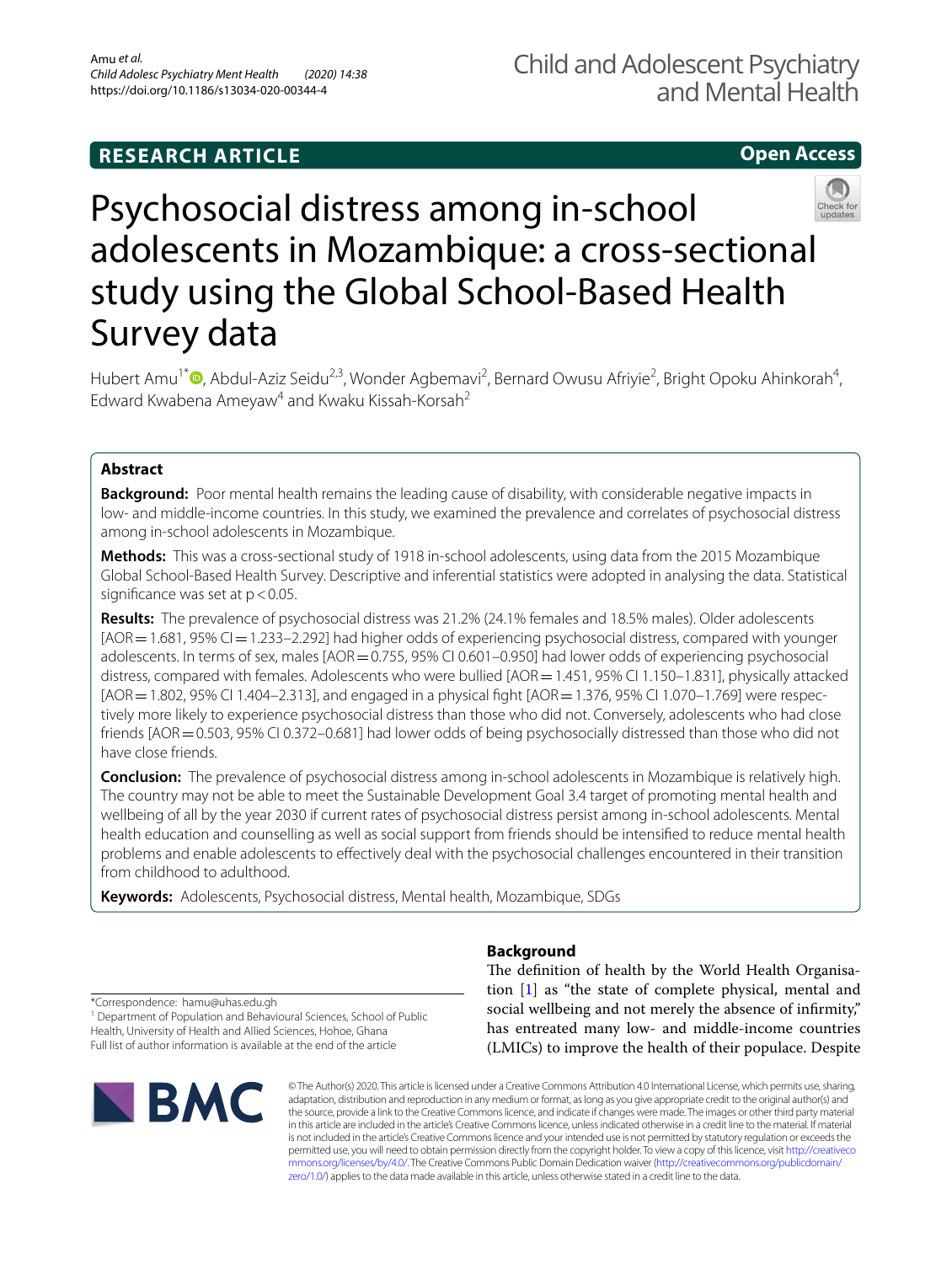RESEARCH ARTICLE

Open Access

# Psychosocial distress among in-school adolescents in Mozambique: a cross-sectional study using the Global School-Based Health Survey data

Hubert Amu[1*], Abdul-Aziz Seidu[2,3], Wonder Agbemavi[2], Bernard Owusu Afriyie[2], Bright Opoku Ahinkorah[4], Edward Kwabena Ameyaw[4] and Kwaku Kissah-Korsah[2]

## Abstract

**Background:** Poor mental health remains the leading cause of disability, with considerable negative impacts in low- and middle-income countries. In this study, we examined the prevalence and correlates of psychosocial distress among in-school adolescents in Mozambique.

**Methods:** This was a cross-sectional study of 1918 in-school adolescents, using data from the 2015 Mozambique Global School-Based Health Survey. Descriptive and inferential statistics were adopted in analysing the data. Statistical significance was set at $p < 0.05$.

**Results:** The prevalence of psychosocial distress was 21.2% (24.1% females and 18.5% males). Older adolescents [AOR = 1.681, 95% CI = 1.233–2.292] had higher odds of experiencing psychosocial distress, compared with younger adolescents. In terms of sex, males [AOR = 0.755, 95% CI 0.601–0.950] had lower odds of experiencing psychosocial distress, compared with females. Adolescents who were bullied [AOR = 1.451, 95% CI 1.150–1.831], physically attacked [AOR = 1.802, 95% CI 1.404–2.313], and engaged in a physical fight [AOR = 1.376, 95% CI 1.070–1.769] were respectively more likely to experience psychosocial distress than those who did not. Conversely, adolescents who had close friends [AOR = 0.503, 95% CI 0.372–0.681] had lower odds of being psychosocially distressed than those who did not have close friends.

**Conclusion:** The prevalence of psychosocial distress among in-school adolescents in Mozambique is relatively high. The country may not be able to meet the Sustainable Development Goal 3.4 target of promoting mental health and wellbeing of all by the year 2030 if current rates of psychosocial distress persist among in-school adolescents. Mental health education and counselling as well as social support from friends should be intensified to reduce mental health problems and enable adolescents to effectively deal with the psychosocial challenges encountered in their transition from childhood to adulthood.

**Keywords:** Adolescents, Psychosocial distress, Mental health, Mozambique, SDGs

## Background

The definition of health by the World Health Organisation [1] as "the state of complete physical, mental and social wellbeing and not merely the absence of infirmity," has entreated many low- and middle-income countries (LMICs) to improve the health of their populace. Despite

*Correspondence: hamu@uhas.edu.gh

[1] Department of Population and Behavioural Sciences, School of Public Health, University of Health and Allied Sciences, Hohoe, Ghana

Full list of author information is available at the end of the article

© The Author(s) 2020. This article is licensed under a Creative Commons Attribution 4.0 International License, which permits use, sharing, adaptation, distribution and reproduction in any medium or format, as long as you give appropriate credit to the original author(s) and the source, provide a link to the Creative Commons licence, and indicate if changes were made. The images or other third party material in this article are included in the article's Creative Commons licence, unless indicated otherwise in a credit line to the material. If material is not included in the article's Creative Commons licence and your intended use is not permitted by statutory regulation or exceeds the permitted use, you will need to obtain permission directly from the copyright holder. To view a copy of this licence, visit http://creativecommons.org/licenses/by/4.0/. The Creative Commons Public Domain Dedication waiver (http://creativecommons.org/publicdomain/zero/1.0/) applies to the data made available in this article, unless otherwise stated in a credit line to the data.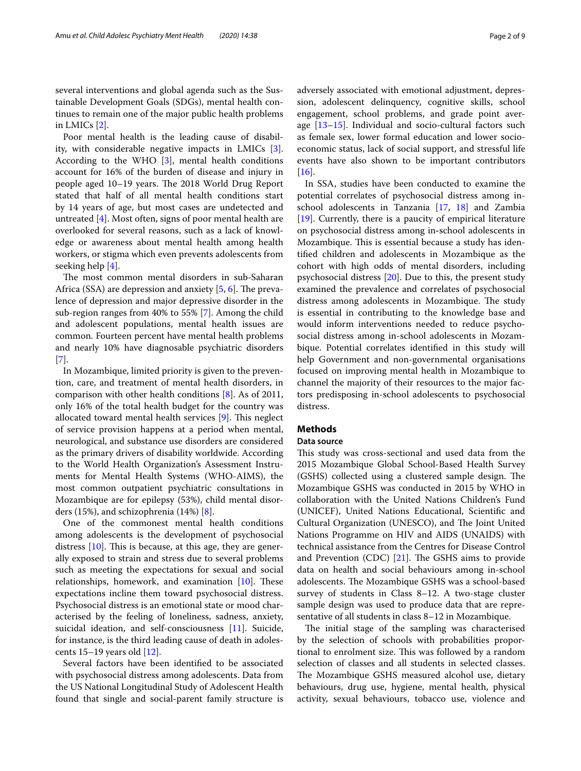several interventions and global agenda such as the Sustainable Development Goals (SDGs), mental health continues to remain one of the major public health problems in LMICs [2].

Poor mental health is the leading cause of disability, with considerable negative impacts in LMICs [3]. According to the WHO [3], mental health conditions account for 16% of the burden of disease and injury in people aged 10–19 years. The 2018 World Drug Report stated that half of all mental health conditions start by 14 years of age, but most cases are undetected and untreated [4]. Most often, signs of poor mental health are overlooked for several reasons, such as a lack of knowledge or awareness about mental health among health workers, or stigma which even prevents adolescents from seeking help [4].

The most common mental disorders in sub-Saharan Africa (SSA) are depression and anxiety [5, 6]. The prevalence of depression and major depressive disorder in the sub-region ranges from 40% to 55% [7]. Among the child and adolescent populations, mental health issues are common. Fourteen percent have mental health problems and nearly 10% have diagnosable psychiatric disorders [7].

In Mozambique, limited priority is given to the prevention, care, and treatment of mental health disorders, in comparison with other health conditions [8]. As of 2011, only 16% of the total health budget for the country was allocated toward mental health services [9]. This neglect of service provision happens at a period when mental, neurological, and substance use disorders are considered as the primary drivers of disability worldwide. According to the World Health Organization's Assessment Instruments for Mental Health Systems (WHO-AIMS), the most common outpatient psychiatric consultations in Mozambique are for epilepsy (53%), child mental disorders (15%), and schizophrenia (14%) [8].

One of the commonest mental health conditions among adolescents is the development of psychosocial distress [10]. This is because, at this age, they are generally exposed to strain and stress due to several problems such as meeting the expectations for sexual and social relationships, homework, and examination [10]. These expectations incline them toward psychosocial distress. Psychosocial distress is an emotional state or mood characterised by the feeling of loneliness, sadness, anxiety, suicidal ideation, and self-consciousness [11]. Suicide, for instance, is the third leading cause of death in adolescents 15–19 years old [12].

Several factors have been identified to be associated with psychosocial distress among adolescents. Data from the US National Longitudinal Study of Adolescent Health found that single and social-parent family structure is adversely associated with emotional adjustment, depression, adolescent delinquency, cognitive skills, school engagement, school problems, and grade point average [13–15]. Individual and socio-cultural factors such as female sex, lower formal education and lower socio-economic status, lack of social support, and stressful life events have also shown to be important contributors [16].

In SSA, studies have been conducted to examine the potential correlates of psychosocial distress among in-school adolescents in Tanzania [17, 18] and Zambia [19]. Currently, there is a paucity of empirical literature on psychosocial distress among in-school adolescents in Mozambique. This is essential because a study has identified children and adolescents in Mozambique as the cohort with high odds of mental disorders, including psychosocial distress [20]. Due to this, the present study examined the prevalence and correlates of psychosocial distress among adolescents in Mozambique. The study is essential in contributing to the knowledge base and would inform interventions needed to reduce psychosocial distress among in-school adolescents in Mozambique. Potential correlates identified in this study will help Government and non-governmental organisations focused on improving mental health in Mozambique to channel the majority of their resources to the major factors predisposing in-school adolescents to psychosocial distress.

## Methods

### Data source

This study was cross-sectional and used data from the 2015 Mozambique Global School-Based Health Survey (GSHS) collected using a clustered sample design. The Mozambique GSHS was conducted in 2015 by WHO in collaboration with the United Nations Children's Fund (UNICEF), United Nations Educational, Scientific and Cultural Organization (UNESCO), and The Joint United Nations Programme on HIV and AIDS (UNAIDS) with technical assistance from the Centres for Disease Control and Prevention (CDC) [21]. The GSHS aims to provide data on health and social behaviours among in-school adolescents. The Mozambique GSHS was a school-based survey of students in Class 8–12. A two-stage cluster sample design was used to produce data that are representative of all students in class 8–12 in Mozambique.

The initial stage of the sampling was characterised by the selection of schools with probabilities proportional to enrolment size. This was followed by a random selection of classes and all students in selected classes. The Mozambique GSHS measured alcohol use, dietary behaviours, drug use, hygiene, mental health, physical activity, sexual behaviours, tobacco use, violence and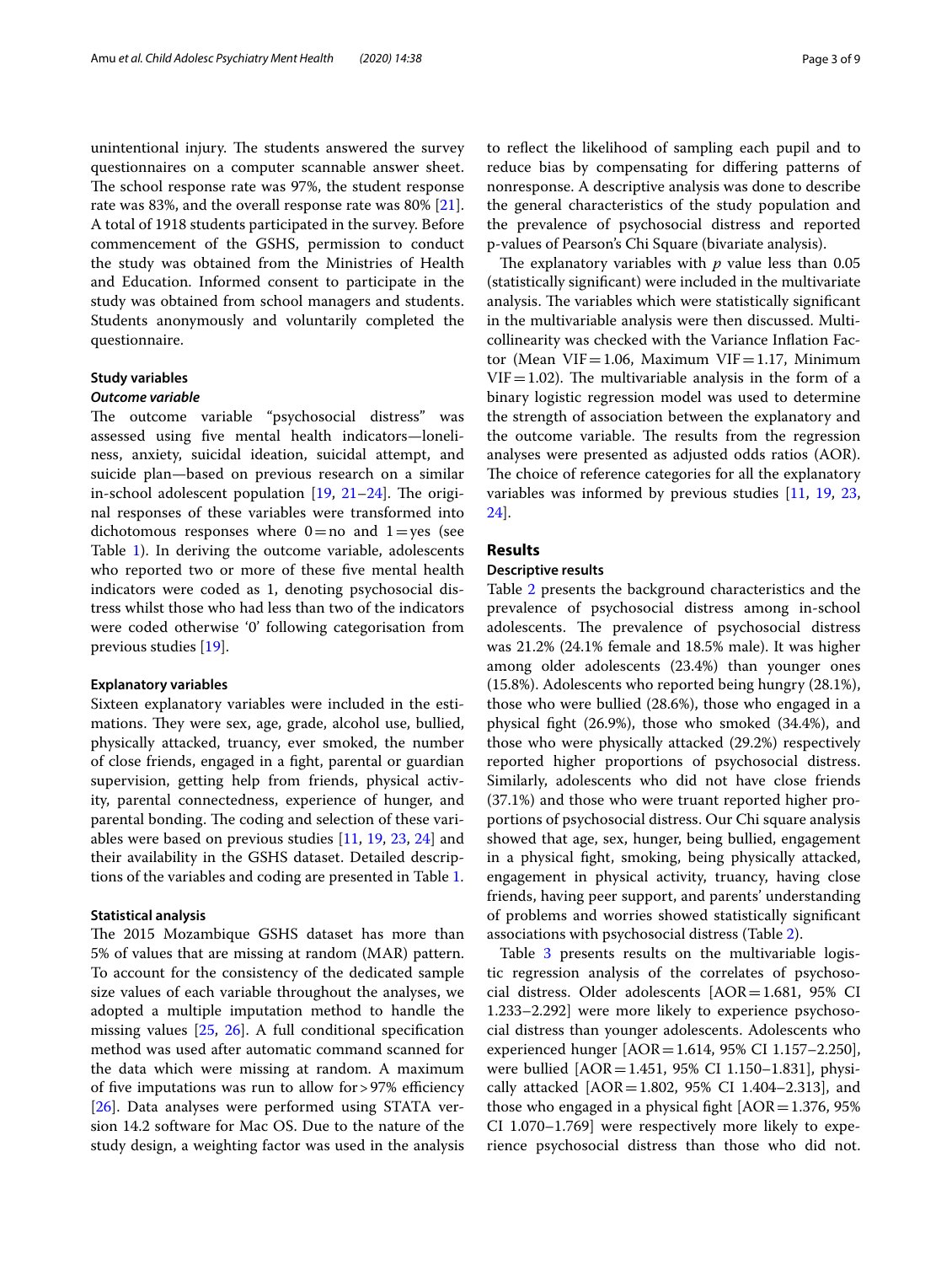unintentional injury. The students answered the survey questionnaires on a computer scannable answer sheet. The school response rate was 97%, the student response rate was 83%, and the overall response rate was 80% [21]. A total of 1918 students participated in the survey. Before commencement of the GSHS, permission to conduct the study was obtained from the Ministries of Health and Education. Informed consent to participate in the study was obtained from school managers and students. Students anonymously and voluntarily completed the questionnaire.

### Study variables

#### *Outcome variable*

The outcome variable "psychosocial distress" was assessed using five mental health indicators—loneliness, anxiety, suicidal ideation, suicidal attempt, and suicide plan—based on previous research on a similar in-school adolescent population [19, 21–24]. The original responses of these variables were transformed into dichotomous responses where 0 = no and 1 = yes (see Table 1). In deriving the outcome variable, adolescents who reported two or more of these five mental health indicators were coded as 1, denoting psychosocial distress whilst those who had less than two of the indicators were coded otherwise '0' following categorisation from previous studies [19].

#### Explanatory variables

Sixteen explanatory variables were included in the estimations. They were sex, age, grade, alcohol use, bullied, physically attacked, truancy, ever smoked, the number of close friends, engaged in a fight, parental or guardian supervision, getting help from friends, physical activity, parental connectedness, experience of hunger, and parental bonding. The coding and selection of these variables were based on previous studies [11, 19, 23, 24] and their availability in the GSHS dataset. Detailed descriptions of the variables and coding are presented in Table 1.

#### Statistical analysis

The 2015 Mozambique GSHS dataset has more than 5% of values that are missing at random (MAR) pattern. To account for the consistency of the dedicated sample size values of each variable throughout the analyses, we adopted a multiple imputation method to handle the missing values [25, 26]. A full conditional specification method was used after automatic command scanned for the data which were missing at random. A maximum of five imputations was run to allow for > 97% efficiency [26]. Data analyses were performed using STATA version 14.2 software for Mac OS. Due to the nature of the study design, a weighting factor was used in the analysis to reflect the likelihood of sampling each pupil and to reduce bias by compensating for differing patterns of nonresponse. A descriptive analysis was done to describe the general characteristics of the study population and the prevalence of psychosocial distress and reported p-values of Pearson's Chi Square (bivariate analysis).

The explanatory variables with $p$ value less than 0.05 (statistically significant) were included in the multivariate analysis. The variables which were statistically significant in the multivariable analysis were then discussed. Multicollinearity was checked with the Variance Inflation Factor (Mean VIF = 1.06, Maximum VIF = 1.17, Minimum VIF = 1.02). The multivariable analysis in the form of a binary logistic regression model was used to determine the strength of association between the explanatory and the outcome variable. The results from the regression analyses were presented as adjusted odds ratios (AOR). The choice of reference categories for all the explanatory variables was informed by previous studies [11, 19, 23, 24].

## Results

### Descriptive results

Table 2 presents the background characteristics and the prevalence of psychosocial distress among in-school adolescents. The prevalence of psychosocial distress was 21.2% (24.1% female and 18.5% male). It was higher among older adolescents (23.4%) than younger ones (15.8%). Adolescents who reported being hungry (28.1%), those who were bullied (28.6%), those who engaged in a physical fight (26.9%), those who smoked (34.4%), and those who were physically attacked (29.2%) respectively reported higher proportions of psychosocial distress. Similarly, adolescents who did not have close friends (37.1%) and those who were truant reported higher proportions of psychosocial distress. Our Chi square analysis showed that age, sex, hunger, being bullied, engagement in a physical fight, smoking, being physically attacked, engagement in physical activity, truancy, having close friends, having peer support, and parents' understanding of problems and worries showed statistically significant associations with psychosocial distress (Table 2).

Table 3 presents results on the multivariable logistic regression analysis of the correlates of psychosocial distress. Older adolescents [AOR = 1.681, 95% CI 1.233–2.292] were more likely to experience psychosocial distress than younger adolescents. Adolescents who experienced hunger [AOR = 1.614, 95% CI 1.157–2.250], were bullied [AOR = 1.451, 95% CI 1.150–1.831], physically attacked [AOR = 1.802, 95% CI 1.404–2.313], and those who engaged in a physical fight [AOR = 1.376, 95% CI 1.070–1.769] were respectively more likely to experience psychosocial distress than those who did not.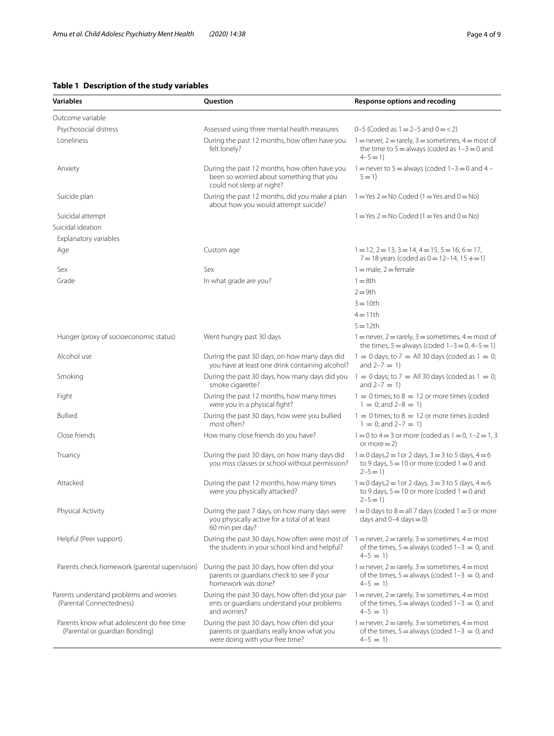**Table 1 Description of the study variables**

| Variables | Question | Response options and recoding |
|---|---|---|
| Outcome variable | | |
| Psychosocial distress | Assessed using three mental health measures | 0–5 (Coded as 1 = 2–5 and 0 = < 2) |
| Loneliness | During the past 12 months, how often have you felt lonely? | 1 = never, 2 = rarely, 3 = sometimes, 4 = most of the time to 5 = always (coded as 1–3 = 0 and 4- 5 = 1) |
| Anxiety | During the past 12 months, how often have you been so worried about something that you could not sleep at night? | 1 = never to 5 = always (coded 1–3 = 0 and 4 – 5 = 1) |
| Suicide plan | During the past 12 months, did you make a plan about how you would attempt suicide? | 1 = Yes 2 = No Coded (1 = Yes and 0 = No) |
| Suicidal attempt | | 1 = Yes 2 = No Coded (1 = Yes and 0 = No) |
| Suicidal ideation | | |
| Explanatory variables | | |
| Age | Custom age | 1 = 12, 2 = 13, 3 = 14, 4 = 15, 5 = 16, 6 = 17, 7 = 18 years (coded as 0 = 12–14, 15 + = 1) |
| Sex | Sex | 1 = male, 2 = female |
| Grade | In what grade are you? | 1 = 8th |
| | | 2 = 9th |
| | | 3 = 10th |
| | | 4 = 11th |
| | | 5 = 12th |
| Hunger (proxy of socioeconomic status) | Went hungry past 30 days | 1 = never, 2 = rarely, 3 = sometimes, 4 = most of the times, 5 = always (coded 1–3 = 0, 4–5 = 1) |
| Alcohol use | During the past 30 days, on how many days did you have at least one drink containing alcohol? | 1 = 0 days; to 7 = All 30 days (coded as 1 = 0; and 2–7 = 1) |
| Smoking | During the past 30 days, how many days did you smoke cigarette? | 1 = 0 days; to 7 = All 30 days (coded as 1 = 0; and 2–7 = 1) |
| Fight | During the past 12 months, how many times were you in a physical fight? | 1 = 0 times; to 8 = 12 or more times (coded 1 = 0; and 2–8 = 1) |
| Bullied | During the past 30 days, how were you bullied most often? | 1 = 0 times; to 8 = 12 or more times (coded 1 = 0; and 2–7 = 1) |
| Close friends | How many close friends do you have? | 1 = 0 to 4 = 3 or more (coded as 1 = 0, 1–2 = 1, 3 or more = 2) |
| Truancy | During the past 30 days, on how many days did you miss classes or school without permission? | 1 = 0 days, 2 = 1 or 2 days, 3 = 3 to 5 days, 4 = 6 to 9 days, 5 = 10 or more (coded 1 = 0 and 2–5 = 1) |
| Attacked | During the past 12 months, how many times were you physically attacked? | 1 = 0 days, 2 = 1 or 2 days, 3 = 3 to 5 days, 4 = 6 to 9 days, 5 = 10 or more (coded 1 = 0 and 2–5 = 1) |
| Physical Activity | During the past 7 days, on how many days were you physically active for a total of at least 60 min per day? | 1 = 0 days to 8 = all 7 days (coded 1 = 5 or more days and 0–4 days = 0) |
| Helpful (Peer support) | During the past 30 days, how often were most of the students in your school kind and helpful? | 1 = never, 2 = rarely, 3 = sometimes, 4 = most of the times, 5 = always (coded 1–3 = 0; and 4–5 = 1) |
| Parents check homework (parental supervision) | During the past 30 days, how often did your parents or guardians check to see if your homework was done? | 1 = never, 2 = rarely, 3 = sometimes, 4 = most of the times, 5 = always (coded 1–3 = 0; and 4–5 = 1) |
| Parents understand problems and worries (Parental Connectedness) | During the past 30 days, how often did your parents or guardians understand your problems and worries? | 1 = never, 2 = rarely, 3 = sometimes, 4 = most of the times, 5 = always (coded 1–3 = 0; and 4–5 = 1) |
| Parents know what adolescent do free time (Parental or guardian Bonding) | During the past 30 days, how often did your parents or guardians really know what you were doing with your free time? | 1 = never, 2 = rarely, 3 = sometimes, 4 = most of the times, 5 = always (coded 1–3 = 0; and 4–5 = 1) |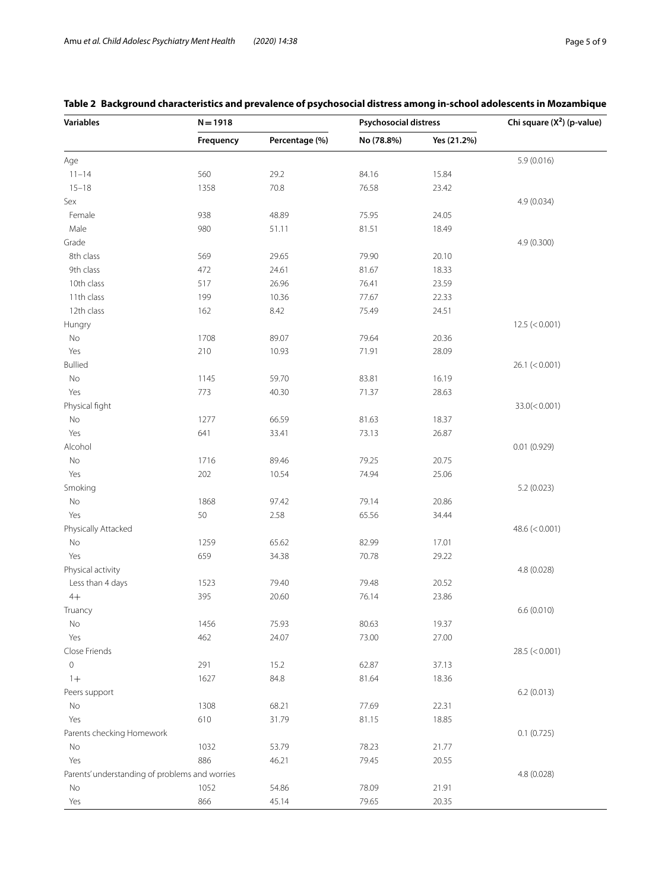**Table 2 Background characteristics and prevalence of psychosocial distress among in-school adolescents in Mozambique**

| Variables | N = 1918 | | Psychosocial distress | | Chi square ($X^2$) (p-value) |
|---|---|---|---|---|---|
| | Frequency | Percentage (%) | No (78.8%) | Yes (21.2%) | |
| Age | | | | | 5.9 (0.016) |
| 11–14 | 560 | 29.2 | 84.16 | 15.84 | |
| 15–18 | 1358 | 70.8 | 76.58 | 23.42 | |
| Sex | | | | | 4.9 (0.034) |
| Female | 938 | 48.89 | 75.95 | 24.05 | |
| Male | 980 | 51.11 | 81.51 | 18.49 | |
| Grade | | | | | 4.9 (0.300) |
| 8th class | 569 | 29.65 | 79.90 | 20.10 | |
| 9th class | 472 | 24.61 | 81.67 | 18.33 | |
| 10th class | 517 | 26.96 | 76.41 | 23.59 | |
| 11th class | 199 | 10.36 | 77.67 | 22.33 | |
| 12th class | 162 | 8.42 | 75.49 | 24.51 | |
| Hungry | | | | | 12.5 (< 0.001) |
| No | 1708 | 89.07 | 79.64 | 20.36 | |
| Yes | 210 | 10.93 | 71.91 | 28.09 | |
| Bullied | | | | | 26.1 (< 0.001) |
| No | 1145 | 59.70 | 83.81 | 16.19 | |
| Yes | 773 | 40.30 | 71.37 | 28.63 | |
| Physical fight | | | | | 33.0(< 0.001) |
| No | 1277 | 66.59 | 81.63 | 18.37 | |
| Yes | 641 | 33.41 | 73.13 | 26.87 | |
| Alcohol | | | | | 0.01 (0.929) |
| No | 1716 | 89.46 | 79.25 | 20.75 | |
| Yes | 202 | 10.54 | 74.94 | 25.06 | |
| Smoking | | | | | 5.2 (0.023) |
| No | 1868 | 97.42 | 79.14 | 20.86 | |
| Yes | 50 | 2.58 | 65.56 | 34.44 | |
| Physically Attacked | | | | | 48.6 (< 0.001) |
| No | 1259 | 65.62 | 82.99 | 17.01 | |
| Yes | 659 | 34.38 | 70.78 | 29.22 | |
| Physical activity | | | | | 4.8 (0.028) |
| Less than 4 days | 1523 | 79.40 | 79.48 | 20.52 | |
| 4+ | 395 | 20.60 | 76.14 | 23.86 | |
| Truancy | | | | | 6.6 (0.010) |
| No | 1456 | 75.93 | 80.63 | 19.37 | |
| Yes | 462 | 24.07 | 73.00 | 27.00 | |
| Close Friends | | | | | 28.5 (< 0.001) |
| 0 | 291 | 15.2 | 62.87 | 37.13 | |
| 1+ | 1627 | 84.8 | 81.64 | 18.36 | |
| Peers support | | | | | 6.2 (0.013) |
| No | 1308 | 68.21 | 77.69 | 22.31 | |
| Yes | 610 | 31.79 | 81.15 | 18.85 | |
| Parents checking Homework | | | | | 0.1 (0.725) |
| No | 1032 | 53.79 | 78.23 | 21.77 | |
| Yes | 886 | 46.21 | 79.45 | 20.55 | |
| Parents' understanding of problems and worries | | | | | 4.8 (0.028) |
| No | 1052 | 54.86 | 78.09 | 21.91 | |
| Yes | 866 | 45.14 | 79.65 | 20.35 | |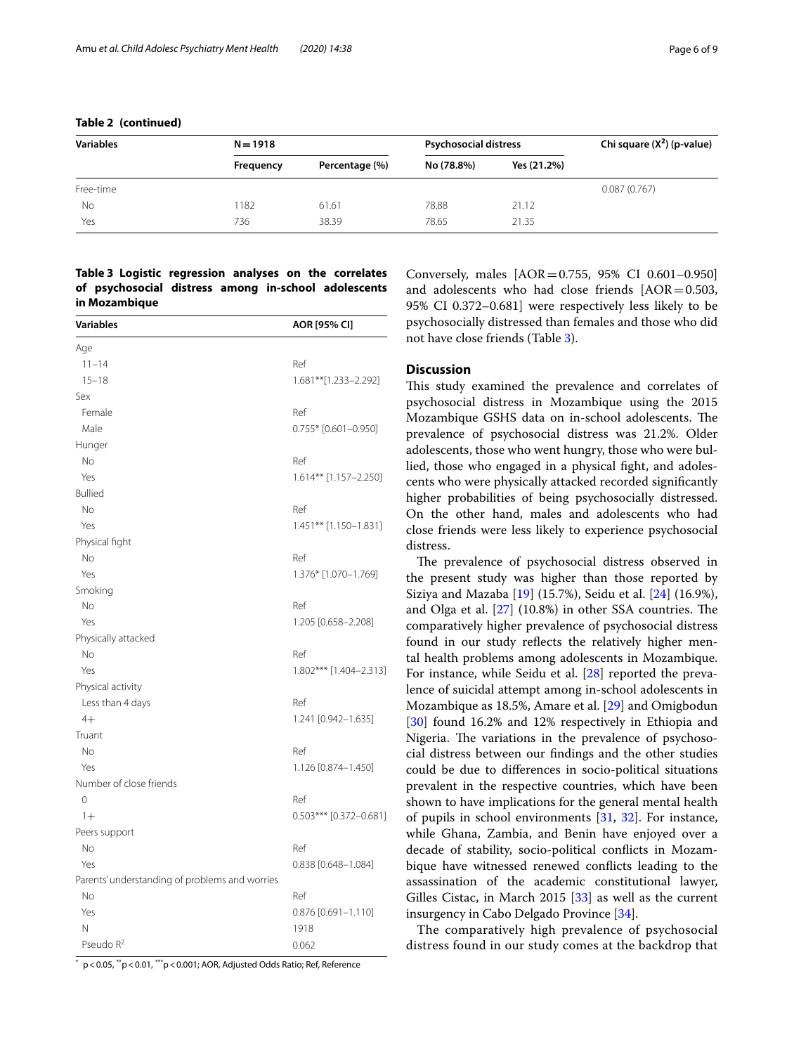**Table 2 (continued)**

| Variables | N = 1918 | | Psychosocial distress | | Chi square ($X^2$) (p-value) |
|---|---|---|---|---|---|
| | Frequency | Percentage (%) | No (78.8%) | Yes (21.2%) | |
| Free-time | | | | | 0.087 (0.767) |
| No | 1182 | 61.61 | 78.88 | 21.12 | |
| Yes | 736 | 38.39 | 78.65 | 21.35 | |

**Table 3 Logistic regression analyses on the correlates of psychosocial distress among in-school adolescents in Mozambique**

| Variables | AOR [95% CI] |
|---|---|
| Age | |
| 11–14 | Ref |
| 15–18 | 1.681**[1.233–2.292] |
| Sex | |
| Female | Ref |
| Male | 0.755* [0.601–0.950] |
| Hunger | |
| No | Ref |
| Yes | 1.614** [1.157–2.250] |
| Bullied | |
| No | Ref |
| Yes | 1.451** [1.150–1.831] |
| Physical fight | |
| No | Ref |
| Yes | 1.376* [1.070–1.769] |
| Smoking | |
| No | Ref |
| Yes | 1.205 [0.658–2.208] |
| Physically attacked | |
| No | Ref |
| Yes | 1.802*** [1.404–2.313] |
| Physical activity | |
| Less than 4 days | Ref |
| 4+ | 1.241 [0.942–1.635] |
| Truant | |
| No | Ref |
| Yes | 1.126 [0.874–1.450] |
| Number of close friends | |
| 0 | Ref |
| 1+ | 0.503*** [0.372–0.681] |
| Peers support | |
| No | Ref |
| Yes | 0.838 [0.648–1.084] |
| Parents' understanding of problems and worries | |
| No | Ref |
| Yes | 0.876 [0.691–1.110] |
| N | 1918 |
| Pseudo $R^2$ | 0.062 |

* $p < 0.05$, ** $p < 0.01$, *** $p < 0.001$; AOR, Adjusted Odds Ratio; Ref, Reference

Conversely, males [AOR = 0.755, 95% CI 0.601–0.950] and adolescents who had close friends [AOR = 0.503, 95% CI 0.372–0.681] were respectively less likely to be psychosocially distressed than females and those who did not have close friends (Table 3).

## Discussion

This study examined the prevalence and correlates of psychosocial distress in Mozambique using the 2015 Mozambique GSHS data on in-school adolescents. The prevalence of psychosocial distress was 21.2%. Older adolescents, those who went hungry, those who were bullied, those who engaged in a physical fight, and adolescents who were physically attacked recorded significantly higher probabilities of being psychosocially distressed. On the other hand, males and adolescents who had close friends were less likely to experience psychosocial distress.

The prevalence of psychosocial distress observed in the present study was higher than those reported by Siziya and Mazaba [19] (15.7%), Seidu et al. [24] (16.9%), and Olga et al. [27] (10.8%) in other SSA countries. The comparatively higher prevalence of psychosocial distress found in our study reflects the relatively higher mental health problems among adolescents in Mozambique. For instance, while Seidu et al. [28] reported the prevalence of suicidal attempt among in-school adolescents in Mozambique as 18.5%, Amare et al. [29] and Omigbodun [30] found 16.2% and 12% respectively in Ethiopia and Nigeria. The variations in the prevalence of psychosocial distress between our findings and the other studies could be due to differences in socio-political situations prevalent in the respective countries, which have been shown to have implications for the general mental health of pupils in school environments [31, 32]. For instance, while Ghana, Zambia, and Benin have enjoyed over a decade of stability, socio-political conflicts in Mozambique have witnessed renewed conflicts leading to the assassination of the academic constitutional lawyer, Gilles Cistac, in March 2015 [33] as well as the current insurgency in Cabo Delgado Province [34].

The comparatively high prevalence of psychosocial distress found in our study comes at the backdrop that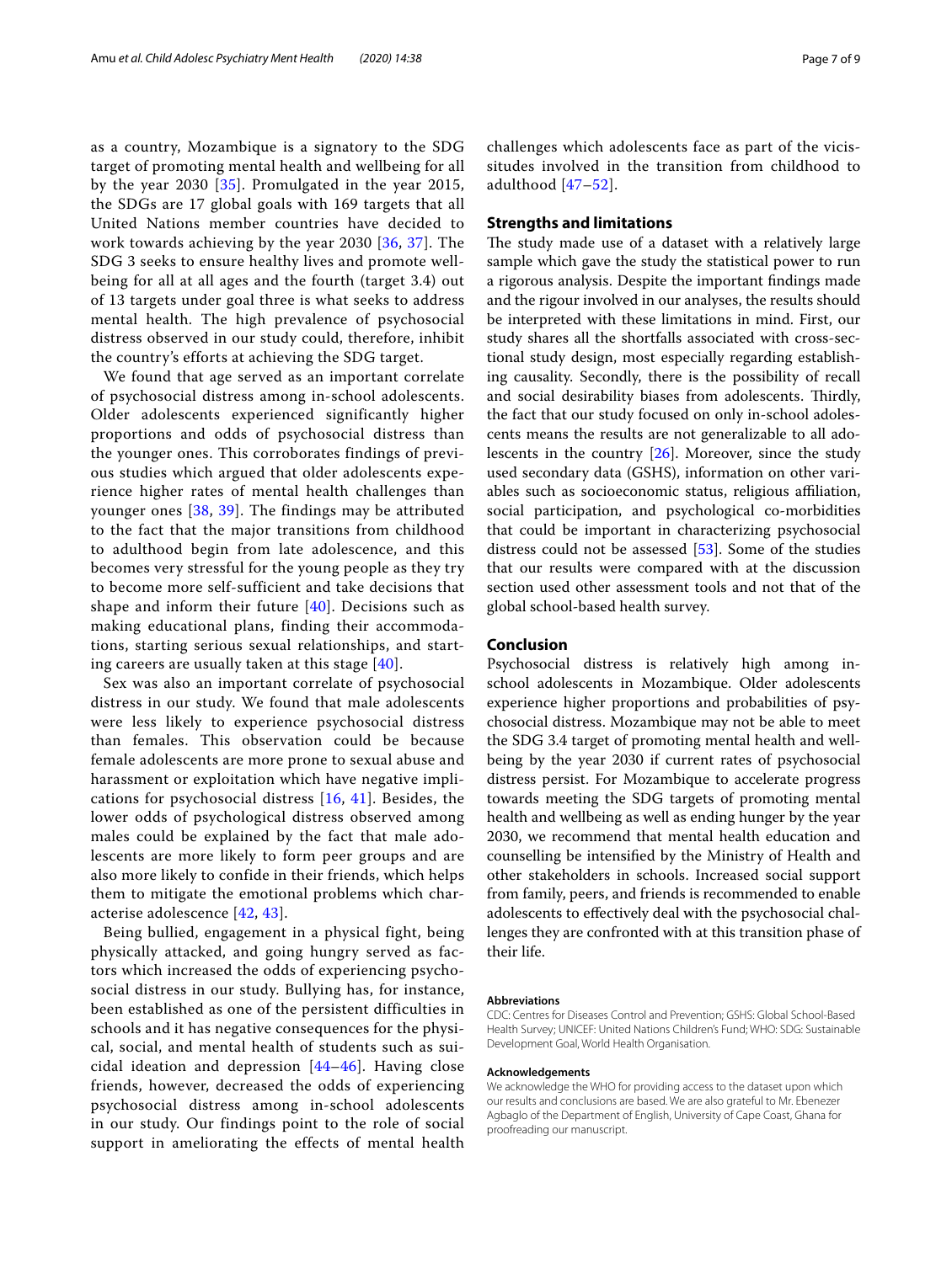as a country, Mozambique is a signatory to the SDG target of promoting mental health and wellbeing for all by the year 2030 [35]. Promulgated in the year 2015, the SDGs are 17 global goals with 169 targets that all United Nations member countries have decided to work towards achieving by the year 2030 [36, 37]. The SDG 3 seeks to ensure healthy lives and promote wellbeing for all at all ages and the fourth (target 3.4) out of 13 targets under goal three is what seeks to address mental health. The high prevalence of psychosocial distress observed in our study could, therefore, inhibit the country's efforts at achieving the SDG target.

We found that age served as an important correlate of psychosocial distress among in-school adolescents. Older adolescents experienced significantly higher proportions and odds of psychosocial distress than the younger ones. This corroborates findings of previous studies which argued that older adolescents experience higher rates of mental health challenges than younger ones [38, 39]. The findings may be attributed to the fact that the major transitions from childhood to adulthood begin from late adolescence, and this becomes very stressful for the young people as they try to become more self-sufficient and take decisions that shape and inform their future [40]. Decisions such as making educational plans, finding their accommodations, starting serious sexual relationships, and starting careers are usually taken at this stage [40].

Sex was also an important correlate of psychosocial distress in our study. We found that male adolescents were less likely to experience psychosocial distress than females. This observation could be because female adolescents are more prone to sexual abuse and harassment or exploitation which have negative implications for psychosocial distress [16, 41]. Besides, the lower odds of psychological distress observed among males could be explained by the fact that male adolescents are more likely to form peer groups and are also more likely to confide in their friends, which helps them to mitigate the emotional problems which characterise adolescence [42, 43].

Being bullied, engagement in a physical fight, being physically attacked, and going hungry served as factors which increased the odds of experiencing psychosocial distress in our study. Bullying has, for instance, been established as one of the persistent difficulties in schools and it has negative consequences for the physical, social, and mental health of students such as suicidal ideation and depression [44–46]. Having close friends, however, decreased the odds of experiencing psychosocial distress among in-school adolescents in our study. Our findings point to the role of social support in ameliorating the effects of mental health challenges which adolescents face as part of the vicissitudes involved in the transition from childhood to adulthood [47–52].

## Strengths and limitations

The study made use of a dataset with a relatively large sample which gave the study the statistical power to run a rigorous analysis. Despite the important findings made and the rigour involved in our analyses, the results should be interpreted with these limitations in mind. First, our study shares all the shortfalls associated with cross-sectional study design, most especially regarding establishing causality. Secondly, there is the possibility of recall and social desirability biases from adolescents. Thirdly, the fact that our study focused on only in-school adolescents means the results are not generalizable to all adolescents in the country [26]. Moreover, since the study used secondary data (GSHS), information on other variables such as socioeconomic status, religious affiliation, social participation, and psychological co-morbidities that could be important in characterizing psychosocial distress could not be assessed [53]. Some of the studies that our results were compared with at the discussion section used other assessment tools and not that of the global school-based health survey.

## Conclusion

Psychosocial distress is relatively high among in-school adolescents in Mozambique. Older adolescents experience higher proportions and probabilities of psychosocial distress. Mozambique may not be able to meet the SDG 3.4 target of promoting mental health and wellbeing by the year 2030 if current rates of psychosocial distress persist. For Mozambique to accelerate progress towards meeting the SDG targets of promoting mental health and wellbeing as well as ending hunger by the year 2030, we recommend that mental health education and counselling be intensified by the Ministry of Health and other stakeholders in schools. Increased social support from family, peers, and friends is recommended to enable adolescents to effectively deal with the psychosocial challenges they are confronted with at this transition phase of their life.

#### Abbreviations

CDC: Centres for Diseases Control and Prevention; GSHS: Global School-Based Health Survey; UNICEF: United Nations Children's Fund; WHO: SDG: Sustainable Development Goal, World Health Organisation.

#### Acknowledgements

We acknowledge the WHO for providing access to the dataset upon which our results and conclusions are based. We are also grateful to Mr. Ebenezer Agbaglo of the Department of English, University of Cape Coast, Ghana for proofreading our manuscript.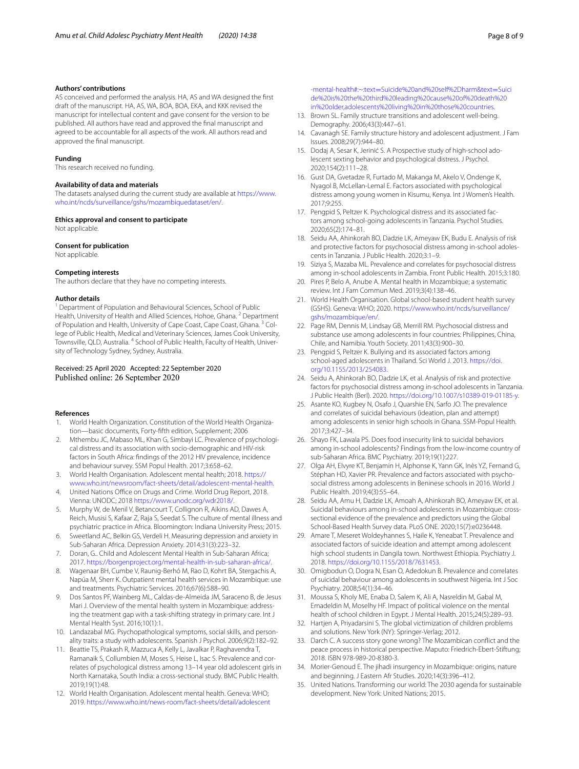### Authors' contributions

AS conceived and performed the analysis. HA, AS and WA designed the first draft of the manuscript. HA, AS, WA, BOA, BOA, EKA, and KKK revised the manuscript for intellectual content and gave consent for the version to be published. All authors have read and approved the final manuscript and agreed to be accountable for all aspects of the work. All authors read and approved the final manuscript.

### Funding

This research received no funding.

### Availability of data and materials

The datasets analysed during the current study are available at https://www.who.int/ncds/surveillance/gshs/mozambiquedataset/en/.

### Ethics approval and consent to participate

Not applicable.

### Consent for publication

Not applicable.

### Competing interests

The authors declare that they have no competing interests.

### Author details

[1] Department of Population and Behavioural Sciences, School of Public Health, University of Health and Allied Sciences, Hohoe, Ghana. [2] Department of Population and Health, University of Cape Coast, Cape Coast, Ghana. [3] College of Public Health, Medical and Veterinary Sciences, James Cook University, Townsville, QLD, Australia. [4] School of Public Health, Faculty of Health, University of Technology Sydney, Sydney, Australia.

Received: 25 April 2020 Accepted: 22 September 2020
Published online: 26 September 2020

### References

1. World Health Organization. Constitution of the World Health Organization—basic documents, Forty-fifth edition, Supplement; 2006
2. Mthembu JC, Mabaso ML, Khan G, Simbayi LC. Prevalence of psychological distress and its association with socio-demographic and HIV-risk factors in South Africa: findings of the 2012 HIV prevalence, incidence and behaviour survey. SSM Popul Health. 2017;3:658–62.
3. World Health Organisation. Adolescent mental health; 2018. https://www.who.int/newsroom/fact-sheets/detail/adolescent-mental-health.
4. United Nations Office on Drugs and Crime. World Drug Report, 2018. Vienna: UNODC; 2018 https://www.unodc.org/wdr2018/.
5. Murphy W, de Menil V, Betancourt T, Collignon R, Aikins AD, Dawes A, Reich, Musisi S, Kafaar Z, Raja S, Seedat S. The culture of mental illness and psychiatric practice in Africa. Bloomington: Indiana University Press; 2015.
6. Sweetland AC, Belkin GS, Verdeli H. Measuring depression and anxiety in Sub-Saharan Africa. Depression Anxiety. 2014;31(3):223–32.
7. Doran, G.. Child and Adolescent Mental Health in Sub-Saharan Africa; 2017. https://borgenproject.org/mental-health-in-sub-saharan-africa/.
8. Wagenaar BH, Cumbe V, Raunig-Berhó M, Rao D, Kohrt BA, Stergachis A, Napúa M, Sherr K. Outpatient mental health services in Mozambique: use and treatments. Psychiatric Services. 2016;67(6):588–90.
9. Dos Santos PF, Wainberg ML, Caldas-de-Almeida JM, Saraceno B, de Jesus Mari J. Overview of the mental health system in Mozambique: addressing the treatment gap with a task-shifting strategy in primary care. Int J Mental Health Syst. 2016;10(1):1.
10. Landazabal MG. Psychopathological symptoms, social skills, and personality traits: a study with adolescents. Spanish J Psychol. 2006;9(2):182–92.
11. Beattie TS, Prakash R, Mazzuca A, Kelly L, Javalkar P, Raghavendra T, Ramanaik S, Collumbien M, Moses S, Heise L, Isac S. Prevalence and correlates of psychological distress among 13–14 year old adolescent girls in North Karnataka, South India: a cross-sectional study. BMC Public Health. 2019;19(1):48.
12. World Health Organisation. Adolescent mental health. Geneva: WHO; 2019. https://www.who.int/news-room/fact-sheets/detail/adolescent-mental-health#:~:text=Suicide%20and%20self%2Dharm&text=Suicide%20is%20the%20third%20leading%20cause%20of%20death%20in%20older,adolescents%20living%20in%20those%20countries.
13. Brown SL. Family structure transitions and adolescent well-being. Demography. 2006;43(3):447–61.
14. Cavanagh SE. Family structure history and adolescent adjustment. J Fam Issues. 2008;29(7):944–80.
15. Dodaj A, Sesar K, Jerinić S. A Prospective study of high-school adolescent sexting behavior and psychological distress. J Psychol. 2020;154(2):111–28.
16. Gust DA, Gvetadze R, Furtado M, Makanga M, Akelo V, Ondenge K, Nyagol B, McLellan-Lemal E. Factors associated with psychological distress among young women in Kisumu, Kenya. Int J Women's Health. 2017;9:255.
17. Pengpid S, Peltzer K. Psychological distress and its associated factors among school-going adolescents in Tanzania. Psychol Studies. 2020;65(2):174–81.
18. Seidu AA, Ahinkorah BO, Dadzie LK, Ameyaw EK, Budu E. Analysis of risk and protective factors for psychosocial distress among in-school adolescents in Tanzania. J Public Health. 2020;3:1–9.
19. Siziya S, Mazaba ML. Prevalence and correlates for psychosocial distress among in-school adolescents in Zambia. Front Public Health. 2015;3:180.
20. Pires P, Belo A, Anube A. Mental health in Mozambique; a systematic review. Int J Fam Commun Med. 2019;3(4):138–46.
21. World Health Organisation. Global school-based student health survey (GSHS). Geneva: WHO; 2020. https://www.who.int/ncds/surveillance/gshs/mozambique/en/.
22. Page RM, Dennis M, Lindsay GB, Merrill RM. Psychosocial distress and substance use among adolescents in four countries: Philippines, China, Chile, and Namibia. Youth Society. 2011;43(3):900–30.
23. Pengpid S, Peltzer K. Bullying and its associated factors among school-aged adolescents in Thailand. Sci World J. 2013. https://doi.org/10.1155/2013/254083.
24. Seidu A, Ahinkorah BO, Dadzie LK, et al. Analysis of risk and protective factors for psychosocial distress among in-school adolescents in Tanzania. J Public Health (Berl). 2020. https://doi.org/10.1007/s10389-019-01185-y.
25. Asante KO, Kugbey N, Osafo J, Quarshie EN, Sarfo JO. The prevalence and correlates of suicidal behaviours (ideation, plan and attempt) among adolescents in senior high schools in Ghana. SSM-Popul Health. 2017;3:427–34.
26. Shayo FK, Lawala PS. Does food insecurity link to suicidal behaviors among in-school adolescents? Findings from the low-income country of sub-Saharan Africa. BMC Psychiatry. 2019;19(1):227.
27. Olga AH, Elvyre KT, Benjamin H, Alphonse K, Yann GK, Inès YZ, Fernand G, Stéphan HD, Xavier PR. Prevalence and factors associated with psychosocial distress among adolescents in Beninese schools in 2016. World J Public Health. 2019;4(3):55–64.
28. Seidu AA, Amu H, Dadzie LK, Amoah A, Ahinkorah BO, Ameyaw EK, et al. Suicidal behaviours among in-school adolescents in Mozambique: cross-sectional evidence of the prevalence and predictors using the Global School-Based Health Survey data. PLoS ONE. 2020;15(7):e0236448.
29. Amare T, Meseret Woldeyhannes S, Haile K, Yeneabat T. Prevalence and associated factors of suicide ideation and attempt among adolescent high school students in Dangila town. Northwest Ethiopia. Psychiatry J. 2018. https://doi.org/10.1155/2018/7631453.
30. Omigbodun O, Dogra N, Esan O, Adedokun B. Prevalence and correlates of suicidal behaviour among adolescents in southwest Nigeria. Int J Soc Psychiatry. 2008;54(1):34–46.
31. Moussa S, Kholy ME, Enaba D, Salem K, Ali A, Nasreldin M, Gabal M, Emadeldin M, Moselhy HF. Impact of political violence on the mental health of school children in Egypt. J Mental Health. 2015;24(5):289–93.
32. Hartjen A, Priyadarsini S. The global victimization of children problems and solutions. New York (NY): Springer-Verlag; 2012.
33. Darch C. A success story gone wrong? The Mozambican conflict and the peace process in historical perspective. Maputo: Friedrich-Ebert-Stiftung; 2018. ISBN 978-989-20-8380-3.
34. Morier-Genoud E. The jihadi insurgency in Mozambique: origins, nature and beginning. J Eastern Afr Studies. 2020;14(3):396–412.
35. United Nations. Transforming our world: The 2030 agenda for sustainable development. New York: United Nations; 2015.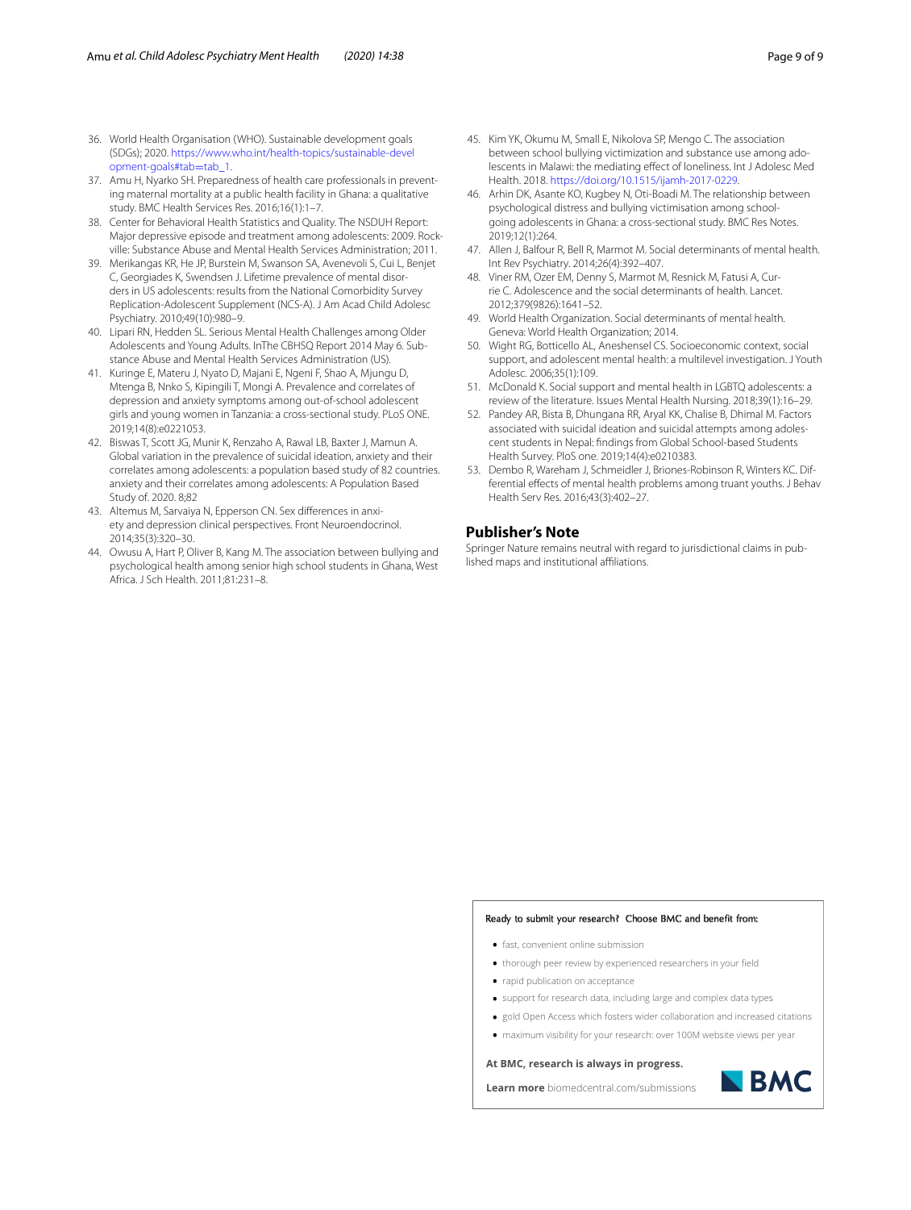36. World Health Organisation (WHO). Sustainable development goals (SDGs); 2020. https://www.who.int/health-topics/sustainable-development-goals#tab=tab_1.
37. Amu H, Nyarko SH. Preparedness of health care professionals in preventing maternal mortality at a public health facility in Ghana: a qualitative study. BMC Health Services Res. 2016;16(1):1–7.
38. Center for Behavioral Health Statistics and Quality. The NSDUH Report: Major depressive episode and treatment among adolescents: 2009. Rockville: Substance Abuse and Mental Health Services Administration; 2011.
39. Merikangas KR, He JP, Burstein M, Swanson SA, Avenevoli S, Cui L, Benjet C, Georgiades K, Swendsen J. Lifetime prevalence of mental disorders in US adolescents: results from the National Comorbidity Survey Replication-Adolescent Supplement (NCS-A). J Am Acad Child Adolesc Psychiatry. 2010;49(10):980–9.
40. Lipari RN, Hedden SL. Serious Mental Health Challenges among Older Adolescents and Young Adults. InThe CBHSQ Report 2014 May 6. Substance Abuse and Mental Health Services Administration (US).
41. Kuringe E, Materu J, Nyato D, Majani E, Ngeni F, Shao A, Mjungu D, Mtenga B, Nnko S, Kipingili T, Mongi A. Prevalence and correlates of depression and anxiety symptoms among out-of-school adolescent girls and young women in Tanzania: a cross-sectional study. PLoS ONE. 2019;14(8):e0221053.
42. Biswas T, Scott JG, Munir K, Renzaho A, Rawal LB, Baxter J, Mamun A. Global variation in the prevalence of suicidal ideation, anxiety and their correlates among adolescents: a population based study of 82 countries. anxiety and their correlates among adolescents: A Population Based Study of. 2020. 8;82
43. Altemus M, Sarvaiya N, Epperson CN. Sex differences in anxiety and depression clinical perspectives. Front Neuroendocrinol. 2014;35(3):320–30.
44. Owusu A, Hart P, Oliver B, Kang M. The association between bullying and psychological health among senior high school students in Ghana, West Africa. J Sch Health. 2011;81:231–8.
45. Kim YK, Okumu M, Small E, Nikolova SP, Mengo C. The association between school bullying victimization and substance use among adolescents in Malawi: the mediating effect of loneliness. Int J Adolesc Med Health. 2018. https://doi.org/10.1515/ijamh-2017-0229.
46. Arhin DK, Asante KO, Kugbey N, Oti-Boadi M. The relationship between psychological distress and bullying victimisation among school-going adolescents in Ghana: a cross-sectional study. BMC Res Notes. 2019;12(1):264.
47. Allen J, Balfour R, Bell R, Marmot M. Social determinants of mental health. Int Rev Psychiatry. 2014;26(4):392–407.
48. Viner RM, Ozer EM, Denny S, Marmot M, Resnick M, Fatusi A, Currie C. Adolescence and the social determinants of health. Lancet. 2012;379(9826):1641–52.
49. World Health Organization. Social determinants of mental health. Geneva: World Health Organization; 2014.
50. Wight RG, Botticello AL, Aneshensel CS. Socioeconomic context, social support, and adolescent mental health: a multilevel investigation. J Youth Adolesc. 2006;35(1):109.
51. McDonald K. Social support and mental health in LGBTQ adolescents: a review of the literature. Issues Mental Health Nursing. 2018;39(1):16–29.
52. Pandey AR, Bista B, Dhungana RR, Aryal KK, Chalise B, Dhimal M. Factors associated with suicidal ideation and suicidal attempts among adolescent students in Nepal: findings from Global School-based Students Health Survey. PloS one. 2019;14(4):e0210383.
53. Dembo R, Wareham J, Schmeidler J, Briones-Robinson R, Winters KC. Differential effects of mental health problems among truant youths. J Behav Health Serv Res. 2016;43(3):402–27.

## Publisher's Note

Springer Nature remains neutral with regard to jurisdictional claims in published maps and institutional affiliations.

Ready to submit your research? Choose BMC and benefit from:

- fast, convenient online submission
- thorough peer review by experienced researchers in your field
- rapid publication on acceptance
- support for research data, including large and complex data types
- gold Open Access which fosters wider collaboration and increased citations
- maximum visibility for your research: over 100M website views per year

**At BMC, research is always in progress.**

**Learn more** biomedcentral.com/submissions

BMC